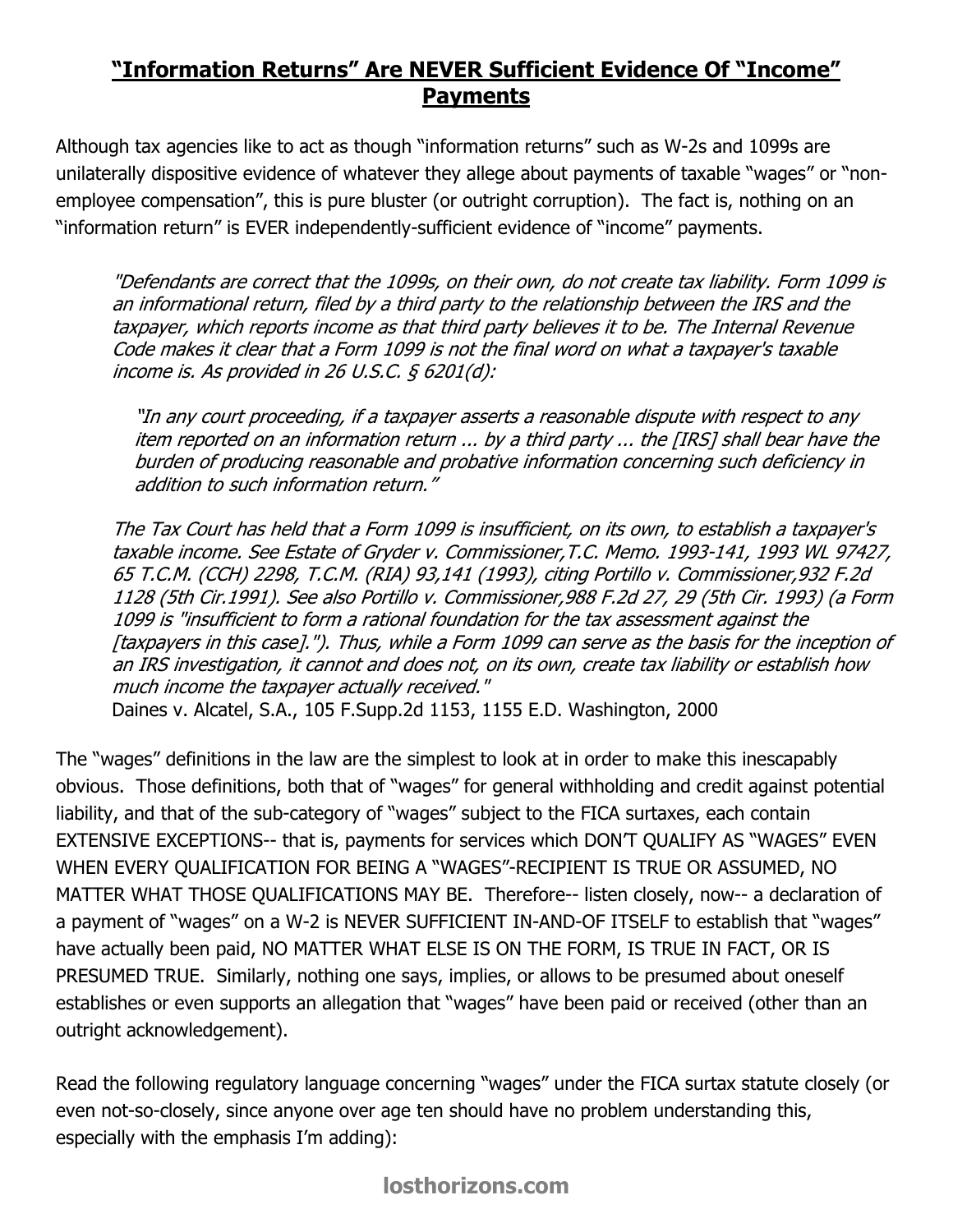# "Information Returns" Are NEVER Sufficient Evidence Of "Income" Payments

Although tax agencies like to act as though "information returns" such as W-2s and 1099s are unilaterally dispositive evidence of whatever they allege about payments of taxable "wages" or "non-employee compensation", this is pure bluster (or outright corruption). The fact is, nothing on an "information return" is EVER independently-sufficient evidence of "income" payments.

> *"Defendants are correct that the 1099s, on their own, do not create tax liability. Form 1099 is an informational return, filed by a third party to the relationship between the IRS and the taxpayer, which reports income as that third party believes it to be. The Internal Revenue Code makes it clear that a Form 1099 is not the final word on what a taxpayer's taxable income is. As provided in 26 U.S.C. § 6201(d):*
>
> > *"In any court proceeding, if a taxpayer asserts a reasonable dispute with respect to any item reported on an information return ... by a third party ... the [IRS] shall bear have the burden of producing reasonable and probative information concerning such deficiency in addition to such information return."*
>
> *The Tax Court has held that a Form 1099 is insufficient, on its own, to establish a taxpayer's taxable income. See Estate of Gryder v. Commissioner,T.C. Memo. 1993-141, 1993 WL 97427, 65 T.C.M. (CCH) 2298, T.C.M. (RIA) 93,141 (1993), citing Portillo v. Commissioner,932 F.2d 1128 (5th Cir.1991). See also Portillo v. Commissioner,988 F.2d 27, 29 (5th Cir. 1993) (a Form 1099 is "insufficient to form a rational foundation for the tax assessment against the [taxpayers in this case]."). Thus, while a Form 1099 can serve as the basis for the inception of an IRS investigation, it cannot and does not, on its own, create tax liability or establish how much income the taxpayer actually received."*
>
> Daines v. Alcatel, S.A., 105 F.Supp.2d 1153, 1155 E.D. Washington, 2000

The "wages" definitions in the law are the simplest to look at in order to make this inescapably obvious. Those definitions, both that of "wages" for general withholding and credit against potential liability, and that of the sub-category of "wages" subject to the FICA surtaxes, each contain EXTENSIVE EXCEPTIONS-- that is, payments for services which DON'T QUALIFY AS "WAGES" EVEN WHEN EVERY QUALIFICATION FOR BEING A "WAGES"-RECIPIENT IS TRUE OR ASSUMED, NO MATTER WHAT THOSE QUALIFICATIONS MAY BE. Therefore-- listen closely, now-- a declaration of a payment of "wages" on a W-2 is NEVER SUFFICIENT IN-AND-OF ITSELF to establish that "wages" have actually been paid, NO MATTER WHAT ELSE IS ON THE FORM, IS TRUE IN FACT, OR IS PRESUMED TRUE. Similarly, nothing one says, implies, or allows to be presumed about oneself establishes or even supports an allegation that "wages" have been paid or received (other than an outright acknowledgement).

Read the following regulatory language concerning "wages" under the FICA surtax statute closely (or even not-so-closely, since anyone over age ten should have no problem understanding this, especially with the emphasis I'm adding):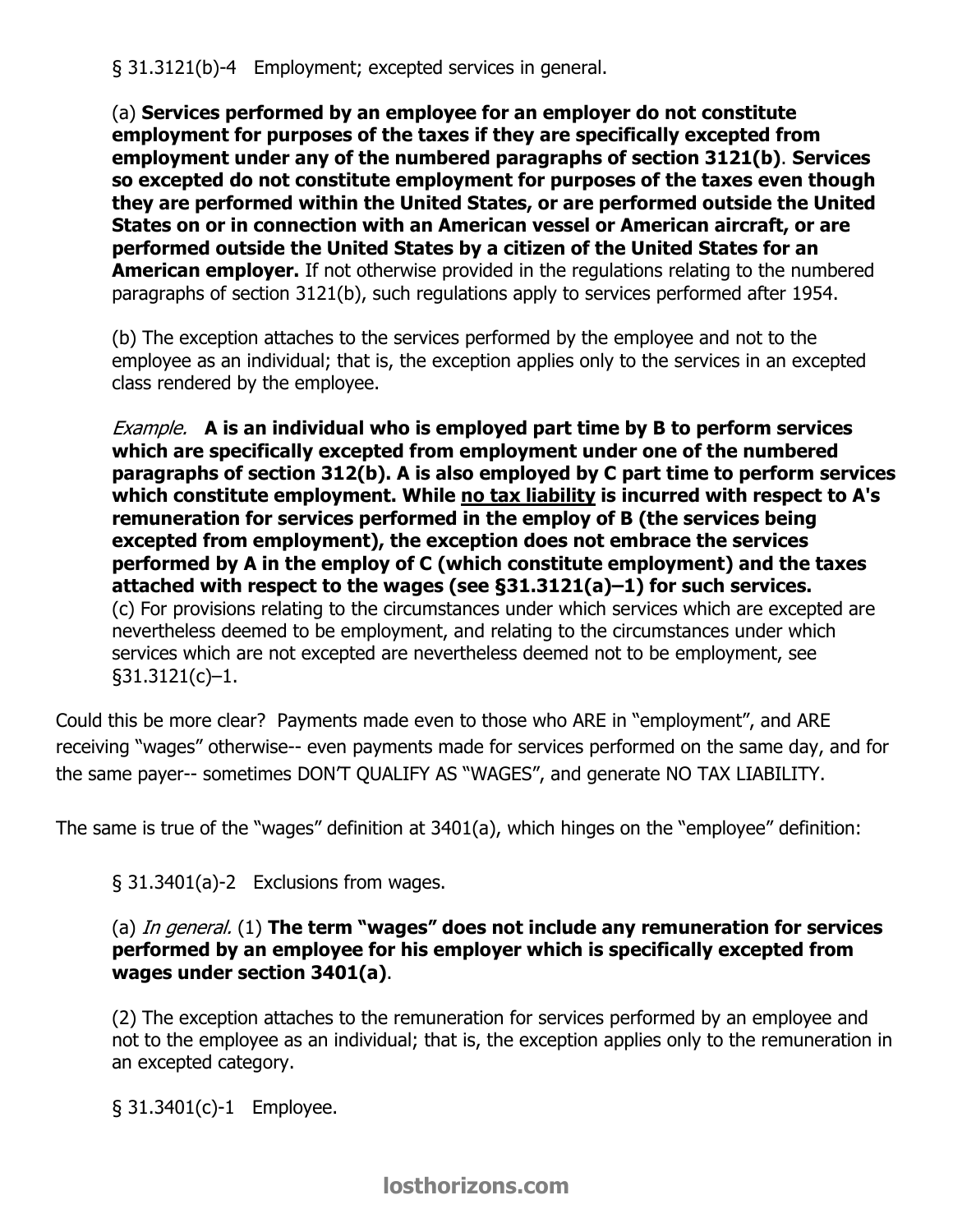§ 31.3121(b)-4   Employment; excepted services in general.

> (a) **Services performed by an employee for an employer do not constitute employment for purposes of the taxes if they are specifically excepted from employment under any of the numbered paragraphs of section 3121(b)**. **Services so excepted do not constitute employment for purposes of the taxes even though they are performed within the United States, or are performed outside the United States on or in connection with an American vessel or American aircraft, or are performed outside the United States by a citizen of the United States for an American employer.** If not otherwise provided in the regulations relating to the numbered paragraphs of section 3121(b), such regulations apply to services performed after 1954.
>
> (b) The exception attaches to the services performed by the employee and not to the employee as an individual; that is, the exception applies only to the services in an excepted class rendered by the employee.
>
> *Example.*   **A is an individual who is employed part time by B to perform services which are specifically excepted from employment under one of the numbered paragraphs of section 312(b). A is also employed by C part time to perform services which constitute employment. While <u>no tax liability</u> is incurred with respect to A's remuneration for services performed in the employ of B (the services being excepted from employment), the exception does not embrace the services performed by A in the employ of C (which constitute employment) and the taxes attached with respect to the wages (see §31.3121(a)–1) for such services.**
> (c) For provisions relating to the circumstances under which services which are excepted are nevertheless deemed to be employment, and relating to the circumstances under which services which are not excepted are nevertheless deemed not to be employment, see §31.3121(c)–1.

Could this be more clear? Payments made even to those who ARE in "employment", and ARE receiving "wages" otherwise-- even payments made for services performed on the same day, and for the same payer-- sometimes DON'T QUALIFY AS "WAGES", and generate NO TAX LIABILITY.

The same is true of the "wages" definition at 3401(a), which hinges on the "employee" definition:

> § 31.3401(a)-2   Exclusions from wages.
>
> (a) *In general.* (1) **The term "wages" does not include any remuneration for services performed by an employee for his employer which is specifically excepted from wages under section 3401(a)**.
>
> (2) The exception attaches to the remuneration for services performed by an employee and not to the employee as an individual; that is, the exception applies only to the remuneration in an excepted category.
>
> § 31.3401(c)-1   Employee.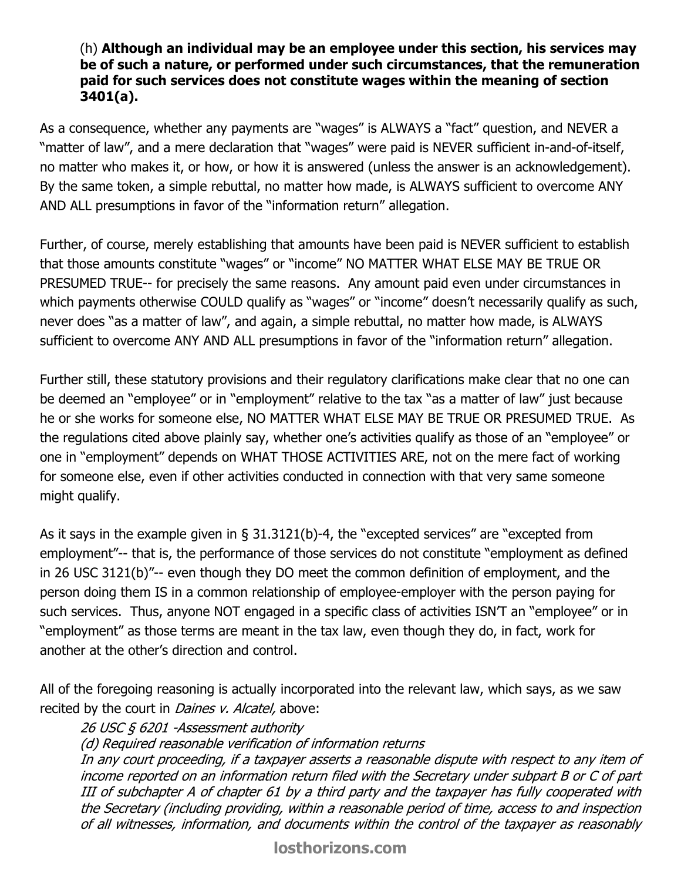> (h) **Although an individual may be an employee under this section, his services may be of such a nature, or performed under such circumstances, that the remuneration paid for such services does not constitute wages within the meaning of section 3401(a).**

As a consequence, whether any payments are "wages" is ALWAYS a "fact" question, and NEVER a "matter of law", and a mere declaration that "wages" were paid is NEVER sufficient in-and-of-itself, no matter who makes it, or how, or how it is answered (unless the answer is an acknowledgement). By the same token, a simple rebuttal, no matter how made, is ALWAYS sufficient to overcome ANY AND ALL presumptions in favor of the "information return" allegation.

Further, of course, merely establishing that amounts have been paid is NEVER sufficient to establish that those amounts constitute "wages" or "income" NO MATTER WHAT ELSE MAY BE TRUE OR PRESUMED TRUE-- for precisely the same reasons. Any amount paid even under circumstances in which payments otherwise COULD qualify as "wages" or "income" doesn't necessarily qualify as such, never does "as a matter of law", and again, a simple rebuttal, no matter how made, is ALWAYS sufficient to overcome ANY AND ALL presumptions in favor of the "information return" allegation.

Further still, these statutory provisions and their regulatory clarifications make clear that no one can be deemed an "employee" or in "employment" relative to the tax "as a matter of law" just because he or she works for someone else, NO MATTER WHAT ELSE MAY BE TRUE OR PRESUMED TRUE. As the regulations cited above plainly say, whether one's activities qualify as those of an "employee" or one in "employment" depends on WHAT THOSE ACTIVITIES ARE, not on the mere fact of working for someone else, even if other activities conducted in connection with that very same someone might qualify.

As it says in the example given in § 31.3121(b)-4, the "excepted services" are "excepted from employment"-- that is, the performance of those services do not constitute "employment as defined in 26 USC 3121(b)"-- even though they DO meet the common definition of employment, and the person doing them IS in a common relationship of employee-employer with the person paying for such services. Thus, anyone NOT engaged in a specific class of activities ISN'T an "employee" or in "employment" as those terms are meant in the tax law, even though they do, in fact, work for another at the other's direction and control.

All of the foregoing reasoning is actually incorporated into the relevant law, which says, as we saw recited by the court in *Daines v. Alcatel,* above:

> *26 USC § 6201 -Assessment authority*
> *(d) Required reasonable verification of information returns*
> *In any court proceeding, if a taxpayer asserts a reasonable dispute with respect to any item of income reported on an information return filed with the Secretary under subpart B or C of part III of subchapter A of chapter 61 by a third party and the taxpayer has fully cooperated with the Secretary (including providing, within a reasonable period of time, access to and inspection of all witnesses, information, and documents within the control of the taxpayer as reasonably*

**losthorizons.com**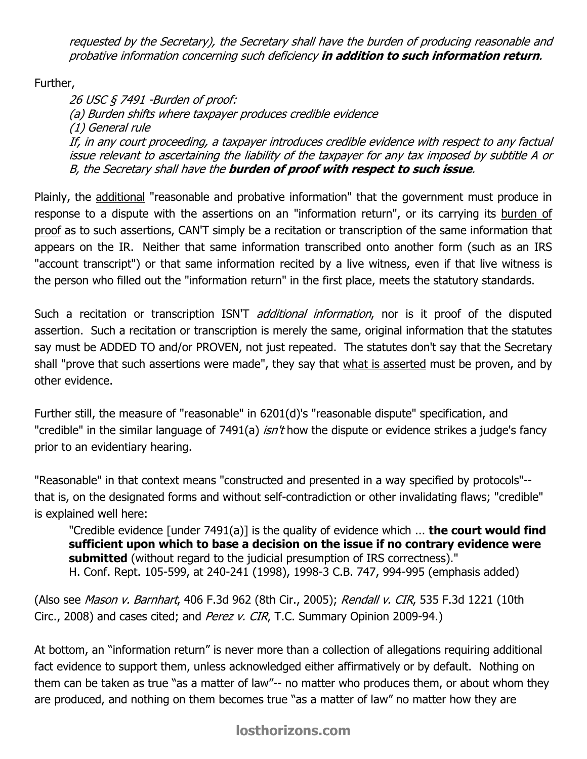*requested by the Secretary), the Secretary shall have the burden of producing reasonable and probative information concerning such deficiency* ***in addition to such information return****.*

Further,

> *26 USC § 7491 -Burden of proof:*
> *(a) Burden shifts where taxpayer produces credible evidence*
> *(1) General rule*
> *If, in any court proceeding, a taxpayer introduces credible evidence with respect to any factual issue relevant to ascertaining the liability of the taxpayer for any tax imposed by subtitle A or B, the Secretary shall have the* ***burden of proof with respect to such issue****.*

Plainly, the additional "reasonable and probative information" that the government must produce in response to a dispute with the assertions on an "information return", or its carrying its burden of proof as to such assertions, CAN'T simply be a recitation or transcription of the same information that appears on the IR. Neither that same information transcribed onto another form (such as an IRS "account transcript") or that same information recited by a live witness, even if that live witness is the person who filled out the "information return" in the first place, meets the statutory standards.

Such a recitation or transcription ISN'T *additional information*, nor is it proof of the disputed assertion. Such a recitation or transcription is merely the same, original information that the statutes say must be ADDED TO and/or PROVEN, not just repeated. The statutes don't say that the Secretary shall "prove that such assertions were made", they say that what is asserted must be proven, and by other evidence.

Further still, the measure of "reasonable" in 6201(d)'s "reasonable dispute" specification, and "credible" in the similar language of 7491(a) *isn't* how the dispute or evidence strikes a judge's fancy prior to an evidentiary hearing.

"Reasonable" in that context means "constructed and presented in a way specified by protocols"-- that is, on the designated forms and without self-contradiction or other invalidating flaws; "credible" is explained well here:

> "Credible evidence [under 7491(a)] is the quality of evidence which ... **the court would find sufficient upon which to base a decision on the issue if no contrary evidence were submitted** (without regard to the judicial presumption of IRS correctness)."
> H. Conf. Rept. 105-599, at 240-241 (1998), 1998-3 C.B. 747, 994-995 (emphasis added)

(Also see *Mason v. Barnhart*, 406 F.3d 962 (8th Cir., 2005); *Rendall v. CIR*, 535 F.3d 1221 (10th Circ., 2008) and cases cited; and *Perez v. CIR*, T.C. Summary Opinion 2009-94.)

At bottom, an "information return" is never more than a collection of allegations requiring additional fact evidence to support them, unless acknowledged either affirmatively or by default. Nothing on them can be taken as true "as a matter of law"-- no matter who produces them, or about whom they are produced, and nothing on them becomes true "as a matter of law" no matter how they are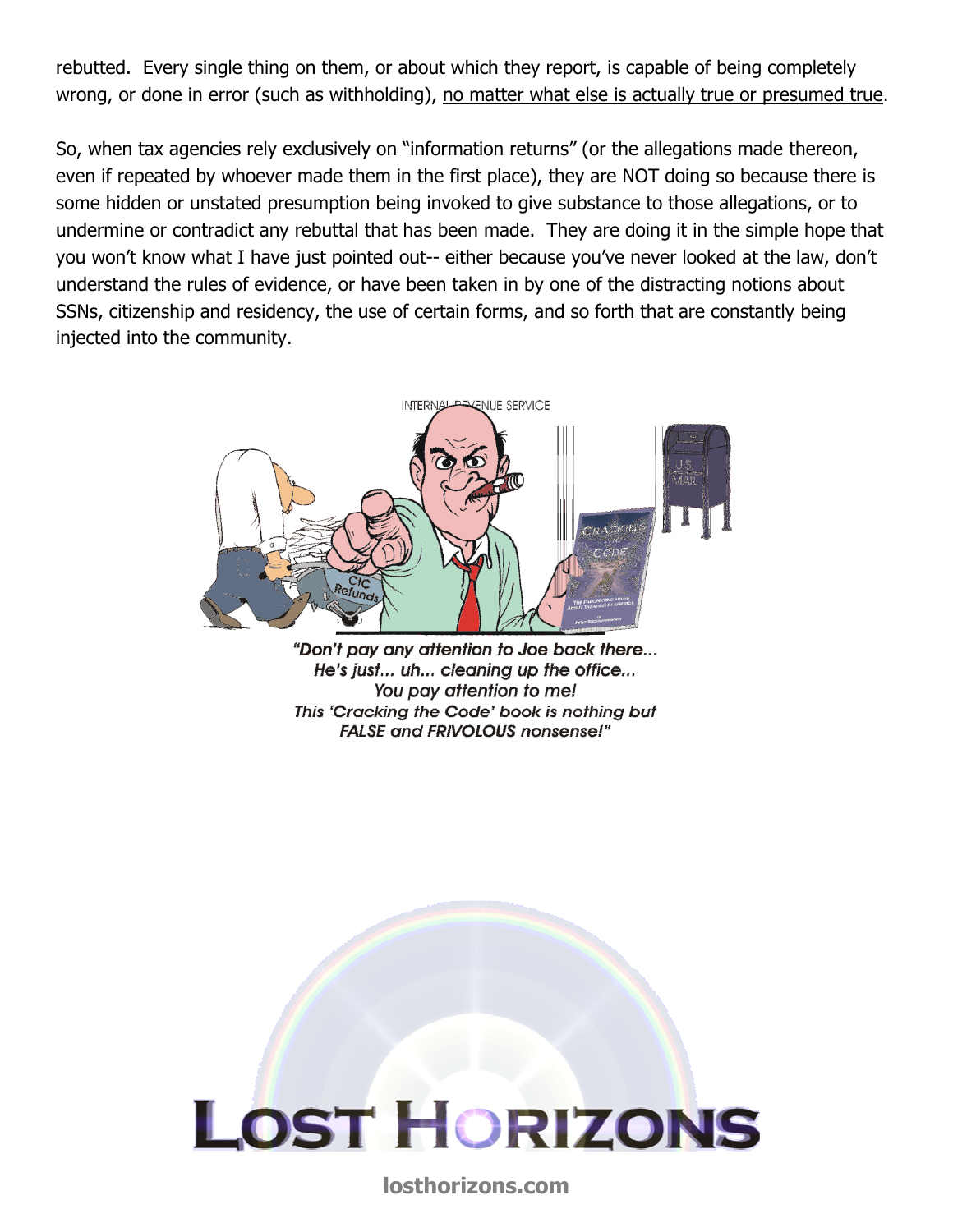rebutted. Every single thing on them, or about which they report, is capable of being completely wrong, or done in error (such as withholding), <u>no matter what else is actually true or presumed true</u>.

So, when tax agencies rely exclusively on "information returns" (or the allegations made thereon, even if repeated by whoever made them in the first place), they are NOT doing so because there is some hidden or unstated presumption being invoked to give substance to those allegations, or to undermine or contradict any rebuttal that has been made. They are doing it in the simple hope that you won't know what I have just pointed out-- either because you've never looked at the law, don't understand the rules of evidence, or have been taken in by one of the distracting notions about SSNs, citizenship and residency, the use of certain forms, and so forth that are constantly being injected into the community.

*"Don't pay any attention to Joe back there...*
*He's just... uh... cleaning up the office...*
*You pay attention to me!*
*This 'Cracking the Code' book is nothing but*
*FALSE and FRIVOLOUS nonsense!"*

LOST HORIZONS

losthorizons.com